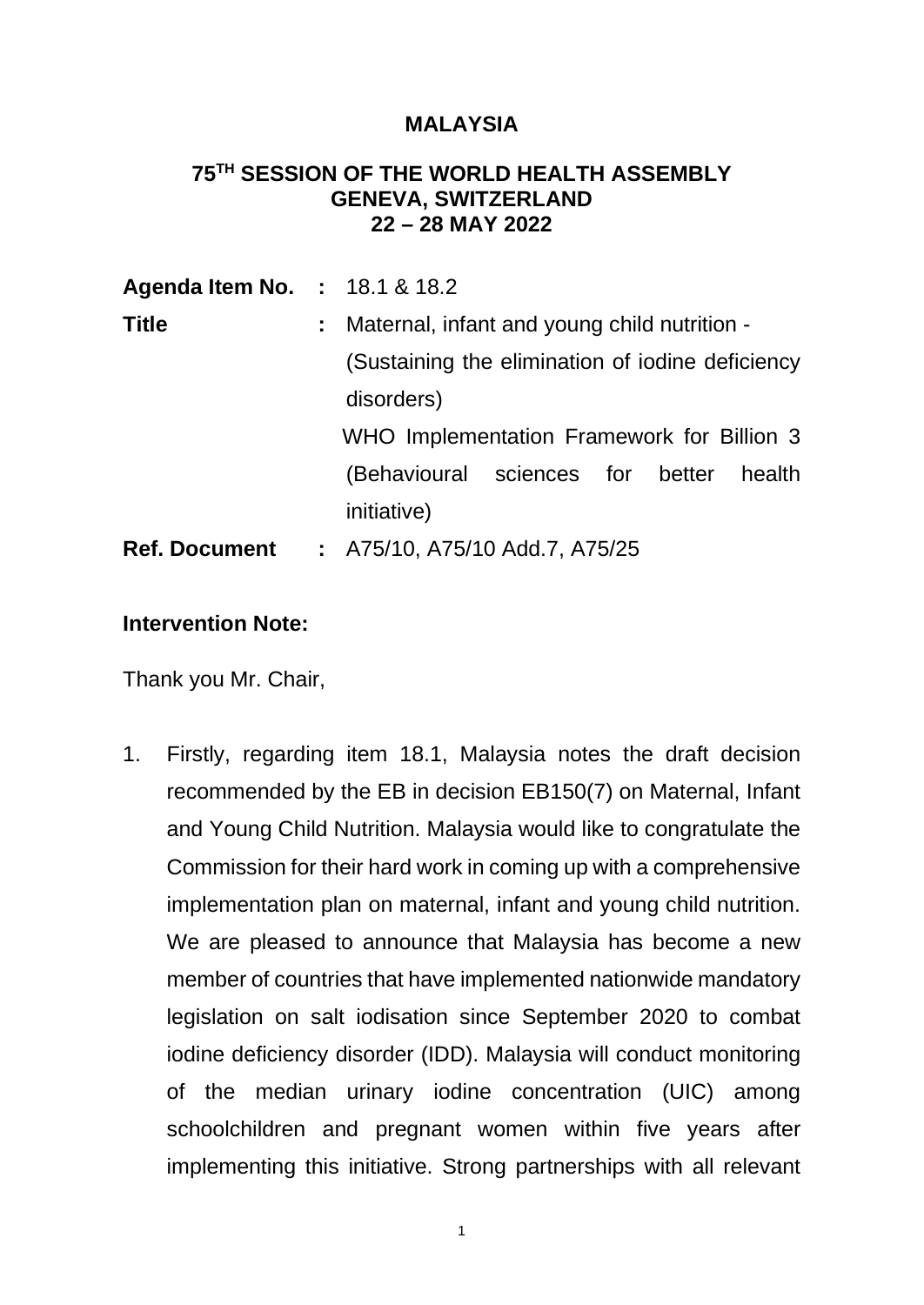**MALAYSIA**

**75[TH] SESSION OF THE WORLD HEALTH ASSEMBLY**
**GENEVA, SWITZERLAND**
**22 – 28 MAY 2022**

| | | |
|---|---|---|
| **Agenda Item No.** | **:** | 18.1 & 18.2 |
| **Title** | **:** | Maternal, infant and young child nutrition - (Sustaining the elimination of iodine deficiency disorders)<br>WHO Implementation Framework for Billion 3 (Behavioural sciences for better health initiative) |
| **Ref. Document** | **:** | A75/10, A75/10 Add.7, A75/25 |

**Intervention Note:**

Thank you Mr. Chair,

1. Firstly, regarding item 18.1, Malaysia notes the draft decision recommended by the EB in decision EB150(7) on Maternal, Infant and Young Child Nutrition. Malaysia would like to congratulate the Commission for their hard work in coming up with a comprehensive implementation plan on maternal, infant and young child nutrition. We are pleased to announce that Malaysia has become a new member of countries that have implemented nationwide mandatory legislation on salt iodisation since September 2020 to combat iodine deficiency disorder (IDD). Malaysia will conduct monitoring of the median urinary iodine concentration (UIC) among schoolchildren and pregnant women within five years after implementing this initiative. Strong partnerships with all relevant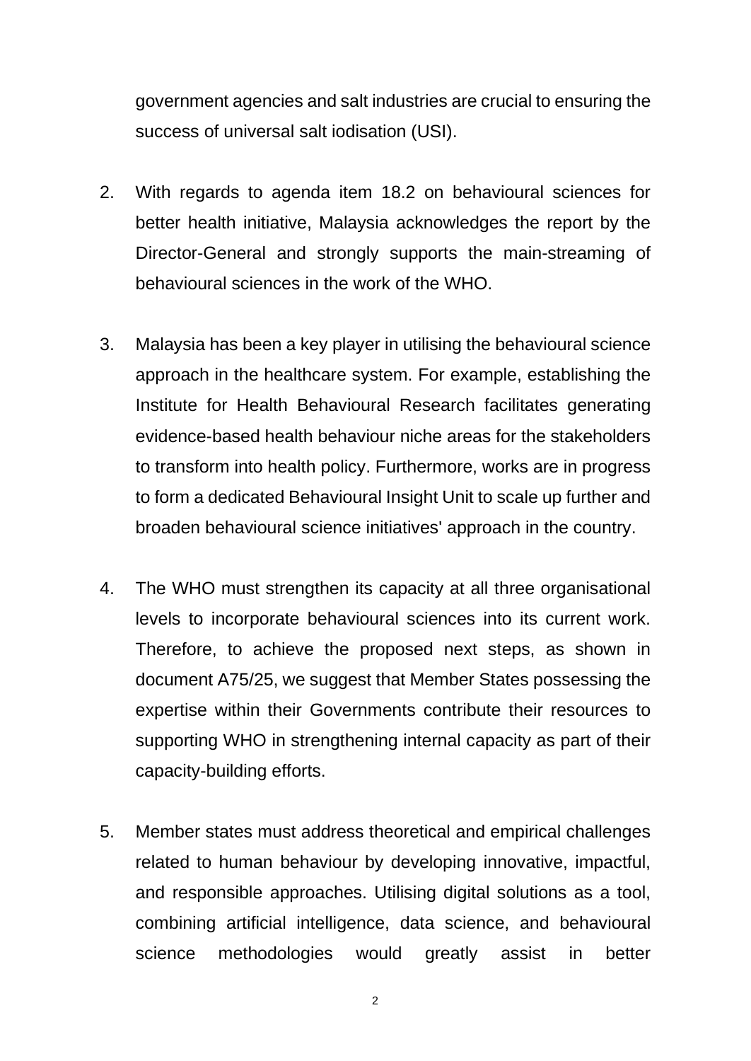government agencies and salt industries are crucial to ensuring the success of universal salt iodisation (USI).

2. With regards to agenda item 18.2 on behavioural sciences for better health initiative, Malaysia acknowledges the report by the Director-General and strongly supports the main-streaming of behavioural sciences in the work of the WHO.

3. Malaysia has been a key player in utilising the behavioural science approach in the healthcare system. For example, establishing the Institute for Health Behavioural Research facilitates generating evidence-based health behaviour niche areas for the stakeholders to transform into health policy. Furthermore, works are in progress to form a dedicated Behavioural Insight Unit to scale up further and broaden behavioural science initiatives' approach in the country.

4. The WHO must strengthen its capacity at all three organisational levels to incorporate behavioural sciences into its current work. Therefore, to achieve the proposed next steps, as shown in document A75/25, we suggest that Member States possessing the expertise within their Governments contribute their resources to supporting WHO in strengthening internal capacity as part of their capacity-building efforts.

5. Member states must address theoretical and empirical challenges related to human behaviour by developing innovative, impactful, and responsible approaches. Utilising digital solutions as a tool, combining artificial intelligence, data science, and behavioural science methodologies would greatly assist in better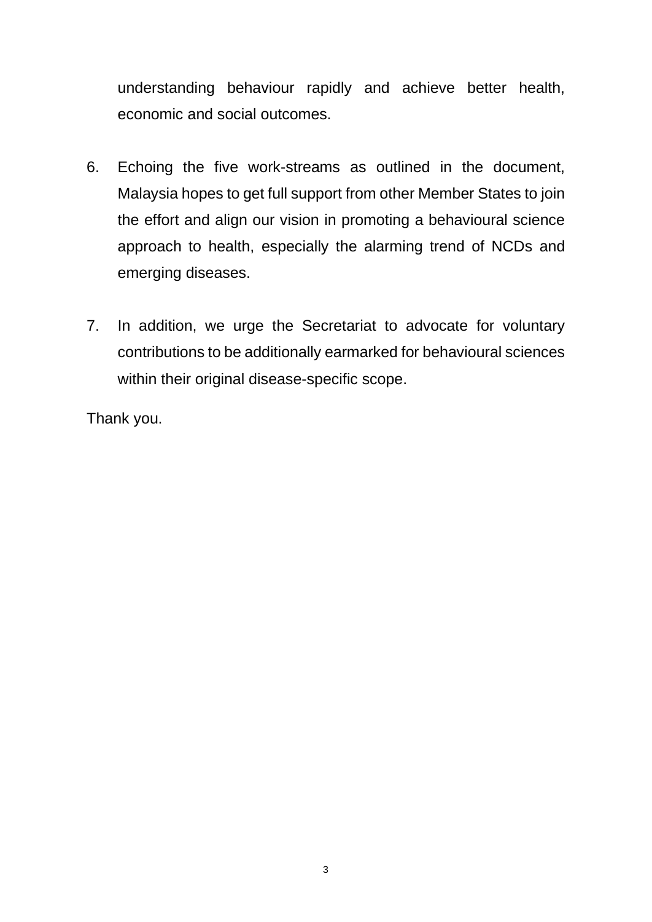understanding behaviour rapidly and achieve better health, economic and social outcomes.

6. Echoing the five work-streams as outlined in the document, Malaysia hopes to get full support from other Member States to join the effort and align our vision in promoting a behavioural science approach to health, especially the alarming trend of NCDs and emerging diseases.

7. In addition, we urge the Secretariat to advocate for voluntary contributions to be additionally earmarked for behavioural sciences within their original disease-specific scope.

Thank you.